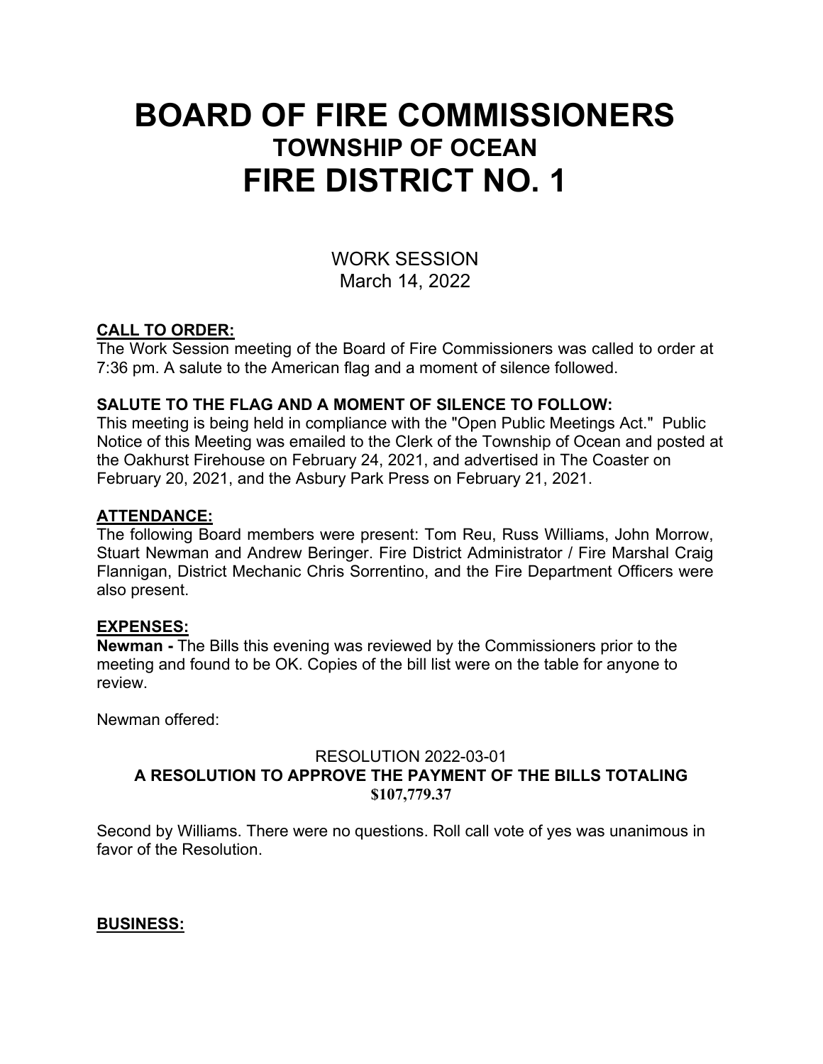# BOARD OF FIRE COMMISSIONERS
## TOWNSHIP OF OCEAN
# FIRE DISTRICT NO. 1

WORK SESSION
March 14, 2022

**CALL TO ORDER:**
The Work Session meeting of the Board of Fire Commissioners was called to order at 7:36 pm. A salute to the American flag and a moment of silence followed.

**SALUTE TO THE FLAG AND A MOMENT OF SILENCE TO FOLLOW:**
This meeting is being held in compliance with the "Open Public Meetings Act." Public Notice of this Meeting was emailed to the Clerk of the Township of Ocean and posted at the Oakhurst Firehouse on February 24, 2021, and advertised in The Coaster on February 20, 2021, and the Asbury Park Press on February 21, 2021.

**ATTENDANCE:**
The following Board members were present: Tom Reu, Russ Williams, John Morrow, Stuart Newman and Andrew Beringer. Fire District Administrator / Fire Marshal Craig Flannigan, District Mechanic Chris Sorrentino, and the Fire Department Officers were also present.

**EXPENSES:**
**Newman -** The Bills this evening was reviewed by the Commissioners prior to the meeting and found to be OK. Copies of the bill list were on the table for anyone to review.

Newman offered:

RESOLUTION 2022-03-01
**A RESOLUTION TO APPROVE THE PAYMENT OF THE BILLS TOTALING $107,779.37**

Second by Williams. There were no questions. Roll call vote of yes was unanimous in favor of the Resolution.

**BUSINESS:**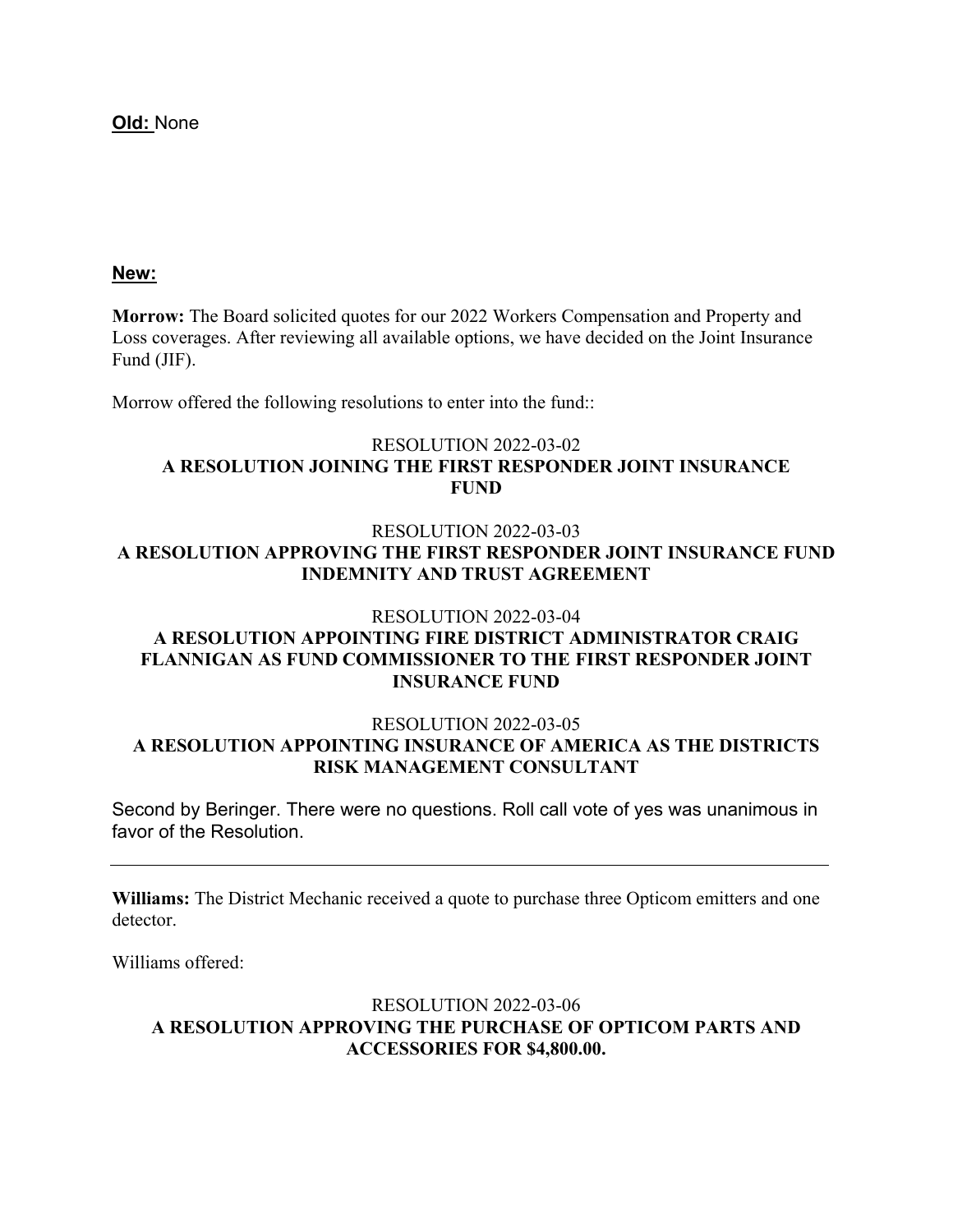**Old:** None

**New:**

**Morrow:** The Board solicited quotes for our 2022 Workers Compensation and Property and Loss coverages. After reviewing all available options, we have decided on the Joint Insurance Fund (JIF).

Morrow offered the following resolutions to enter into the fund::

RESOLUTION 2022-03-02
**A RESOLUTION JOINING THE FIRST RESPONDER JOINT INSURANCE FUND**

RESOLUTION 2022-03-03
**A RESOLUTION APPROVING THE FIRST RESPONDER JOINT INSURANCE FUND INDEMNITY AND TRUST AGREEMENT**

RESOLUTION 2022-03-04
**A RESOLUTION APPOINTING FIRE DISTRICT ADMINISTRATOR CRAIG FLANNIGAN AS FUND COMMISSIONER TO THE FIRST RESPONDER JOINT INSURANCE FUND**

RESOLUTION 2022-03-05
**A RESOLUTION APPOINTING INSURANCE OF AMERICA AS THE DISTRICTS RISK MANAGEMENT CONSULTANT**

Second by Beringer. There were no questions. Roll call vote of yes was unanimous in favor of the Resolution.

---

**Williams:** The District Mechanic received a quote to purchase three Opticom emitters and one detector.

Williams offered:

RESOLUTION 2022-03-06
**A RESOLUTION APPROVING THE PURCHASE OF OPTICOM PARTS AND ACCESSORIES FOR $4,800.00.**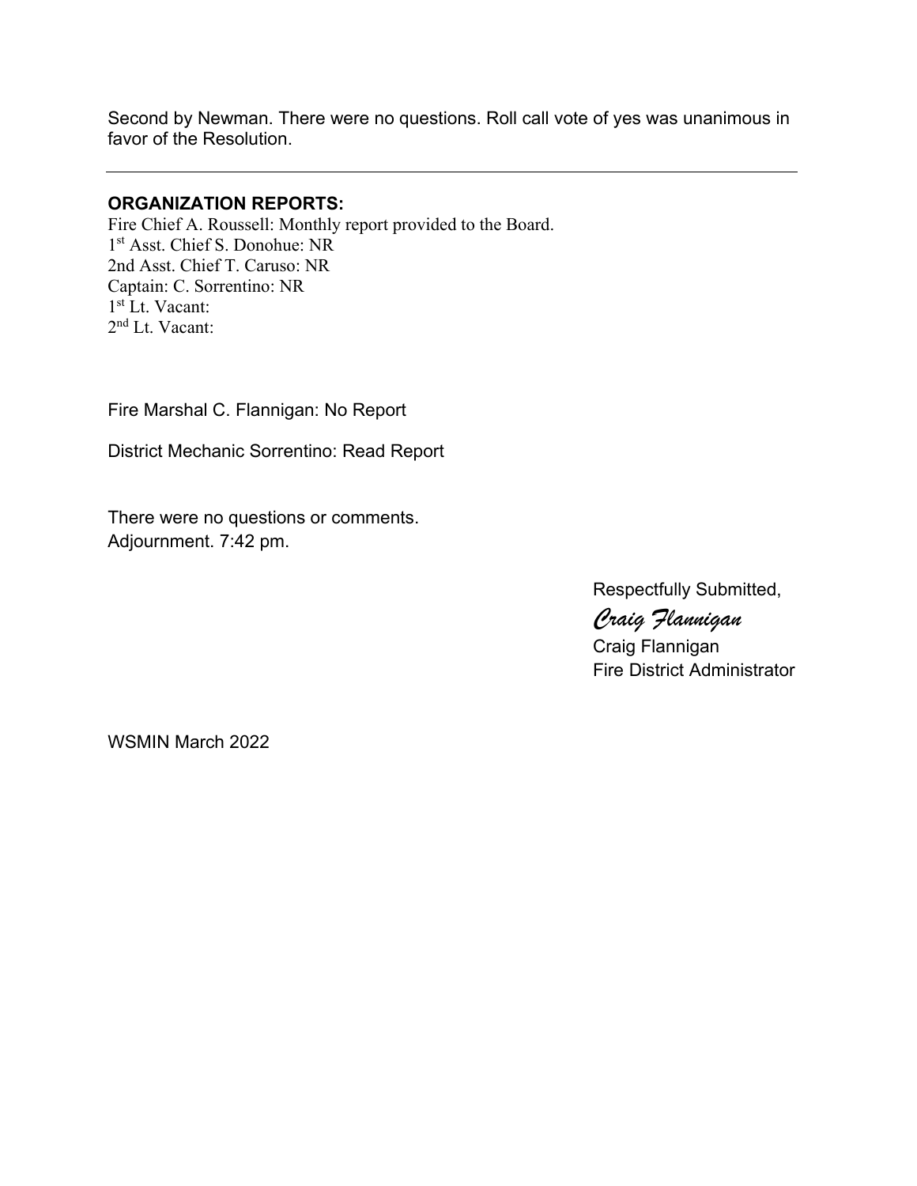Second by Newman. There were no questions. Roll call vote of yes was unanimous in favor of the Resolution.

---

**ORGANIZATION REPORTS:**

Fire Chief A. Roussell: Monthly report provided to the Board.
1st Asst. Chief S. Donohue: NR
2nd Asst. Chief T. Caruso: NR
Captain: C. Sorrentino: NR
1st Lt. Vacant:
2nd Lt. Vacant:

Fire Marshal C. Flannigan: No Report

District Mechanic Sorrentino: Read Report

There were no questions or comments.
Adjournment. 7:42 pm.

Respectfully Submitted,

*Craig Flannigan*

Craig Flannigan
Fire District Administrator

WSMIN March 2022